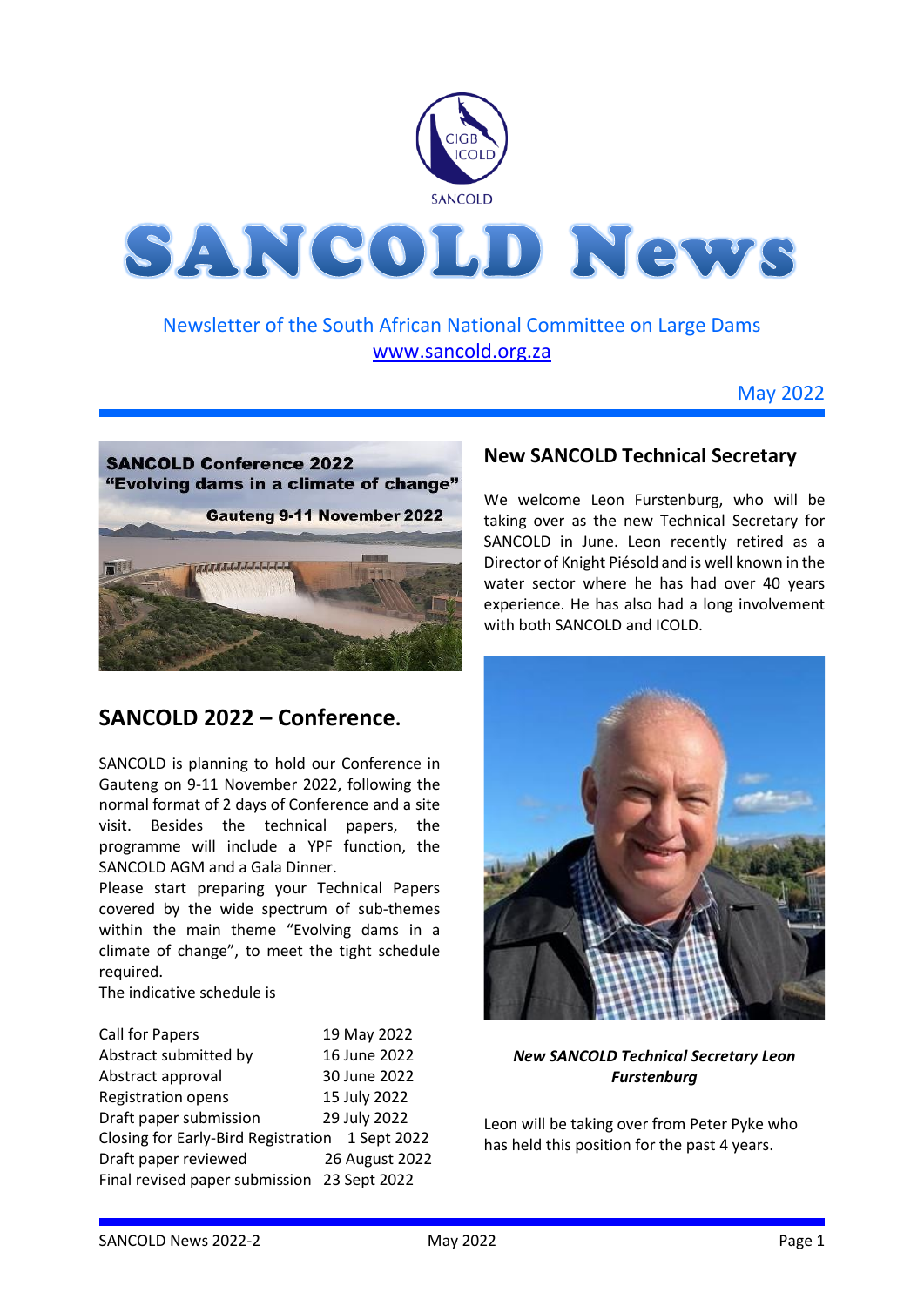CIGB ICOLD

SANCOLD

# SANCOLD News

Newsletter of the South African National Committee on Large Dams
www.sancold.org.za

May 2022

**SANCOLD Conference 2022**
**"Evolving dams in a climate of change"**
**Gauteng 9-11 November 2022**

## SANCOLD 2022 – Conference.

SANCOLD is planning to hold our Conference in Gauteng on 9-11 November 2022, following the normal format of 2 days of Conference and a site visit. Besides the technical papers, the programme will include a YPF function, the SANCOLD AGM and a Gala Dinner.

Please start preparing your Technical Papers covered by the wide spectrum of sub-themes within the main theme "Evolving dams in a climate of change", to meet the tight schedule required.

The indicative schedule is

| | |
|---|---|
| Call for Papers | 19 May 2022 |
| Abstract submitted by | 16 June 2022 |
| Abstract approval | 30 June 2022 |
| Registration opens | 15 July 2022 |
| Draft paper submission | 29 July 2022 |
| Closing for Early-Bird Registration | 1 Sept 2022 |
| Draft paper reviewed | 26 August 2022 |
| Final revised paper submission | 23 Sept 2022 |

## New SANCOLD Technical Secretary

We welcome Leon Furstenburg, who will be taking over as the new Technical Secretary for SANCOLD in June. Leon recently retired as a Director of Knight Piésold and is well known in the water sector where he has had over 40 years experience. He has also had a long involvement with both SANCOLD and ICOLD.

***New SANCOLD Technical Secretary Leon Furstenburg***

Leon will be taking over from Peter Pyke who has held this position for the past 4 years.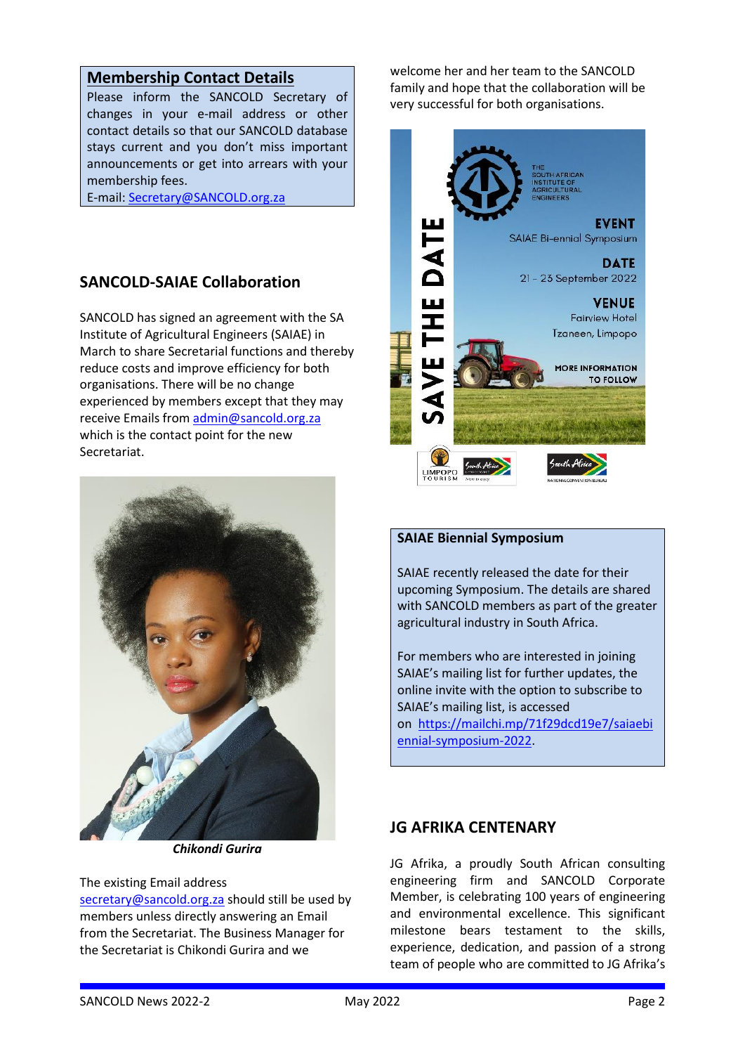## Membership Contact Details

Please inform the SANCOLD Secretary of changes in your e-mail address or other contact details so that our SANCOLD database stays current and you don't miss important announcements or get into arrears with your membership fees.
E-mail: Secretary@SANCOLD.org.za

## SANCOLD-SAIAE Collaboration

SANCOLD has signed an agreement with the SA Institute of Agricultural Engineers (SAIAE) in March to share Secretarial functions and thereby reduce costs and improve efficiency for both organisations. There will be no change experienced by members except that they may receive Emails from admin@sancold.org.za which is the contact point for the new Secretariat.

***Chikondi Gurira***

The existing Email address secretary@sancold.org.za should still be used by members unless directly answering an Email from the Secretariat. The Business Manager for the Secretariat is Chikondi Gurira and we welcome her and her team to the SANCOLD family and hope that the collaboration will be very successful for both organisations.

SAVE THE DATE

THE SOUTH AFRICAN INSTITUTE OF AGRICULTURAL ENGINEERS

**EVENT**
SAIAE Bi-ennial Symposium

**DATE**
21 - 23 September 2022

**VENUE**
Fairview Hotel
Tzaneen, Limpopo

**MORE INFORMATION TO FOLLOW**

### SAIAE Biennial Symposium

SAIAE recently released the date for their upcoming Symposium. The details are shared with SANCOLD members as part of the greater agricultural industry in South Africa.

For members who are interested in joining SAIAE's mailing list for further updates, the online invite with the option to subscribe to SAIAE's mailing list, is accessed on https://mailchi.mp/71f29dcd19e7/saiaebiennial-symposium-2022.

## JG AFRIKA CENTENARY

JG Afrika, a proudly South African consulting engineering firm and SANCOLD Corporate Member, is celebrating 100 years of engineering and environmental excellence. This significant milestone bears testament to the skills, experience, dedication, and passion of a strong team of people who are committed to JG Afrika's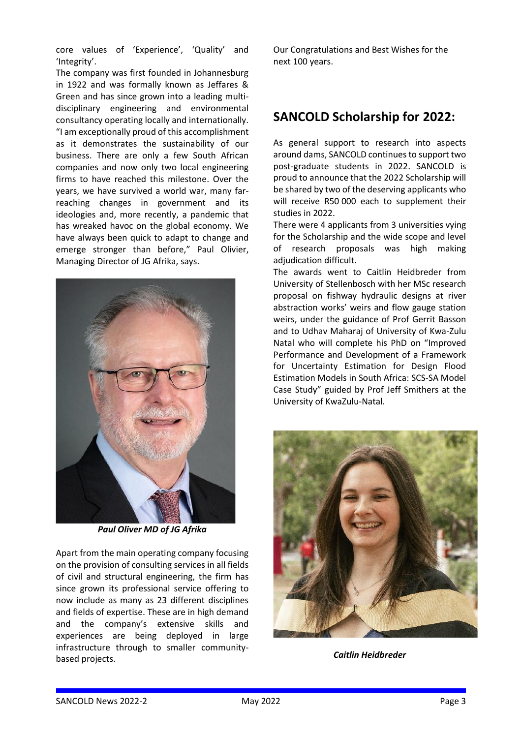core values of 'Experience', 'Quality' and 'Integrity'.

The company was first founded in Johannesburg in 1922 and was formally known as Jeffares & Green and has since grown into a leading multi-disciplinary engineering and environmental consultancy operating locally and internationally. "I am exceptionally proud of this accomplishment as it demonstrates the sustainability of our business. There are only a few South African companies and now only two local engineering firms to have reached this milestone. Over the years, we have survived a world war, many far-reaching changes in government and its ideologies and, more recently, a pandemic that has wreaked havoc on the global economy. We have always been quick to adapt to change and emerge stronger than before," Paul Olivier, Managing Director of JG Afrika, says.

***Paul Oliver MD of JG Afrika***

Apart from the main operating company focusing on the provision of consulting services in all fields of civil and structural engineering, the firm has since grown its professional service offering to now include as many as 23 different disciplines and fields of expertise. These are in high demand and the company's extensive skills and experiences are being deployed in large infrastructure through to smaller community-based projects.

Our Congratulations and Best Wishes for the next 100 years.

## SANCOLD Scholarship for 2022:

As general support to research into aspects around dams, SANCOLD continues to support two post-graduate students in 2022. SANCOLD is proud to announce that the 2022 Scholarship will be shared by two of the deserving applicants who will receive R50 000 each to supplement their studies in 2022.

There were 4 applicants from 3 universities vying for the Scholarship and the wide scope and level of research proposals was high making adjudication difficult.

The awards went to Caitlin Heidbreder from University of Stellenbosch with her MSc research proposal on fishway hydraulic designs at river abstraction works' weirs and flow gauge station weirs, under the guidance of Prof Gerrit Basson and to Udhav Maharaj of University of Kwa-Zulu Natal who will complete his PhD on "Improved Performance and Development of a Framework for Uncertainty Estimation for Design Flood Estimation Models in South Africa: SCS-SA Model Case Study" guided by Prof Jeff Smithers at the University of KwaZulu-Natal.

***Caitlin Heidbreder***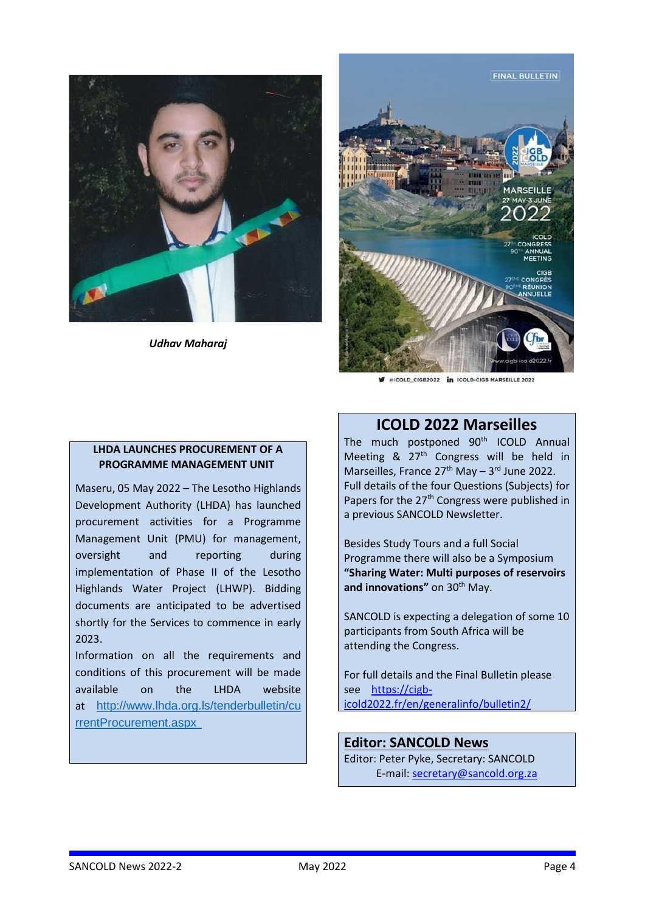*Udhav Maharaj*

**LHDA LAUNCHES PROCUREMENT OF A PROGRAMME MANAGEMENT UNIT**

Maseru, 05 May 2022 – The Lesotho Highlands Development Authority (LHDA) has launched procurement activities for a Programme Management Unit (PMU) for management, oversight and reporting during implementation of Phase II of the Lesotho Highlands Water Project (LHWP). Bidding documents are anticipated to be advertised shortly for the Services to commence in early 2023.

Information on all the requirements and conditions of this procurement will be made available on the LHDA website at http://www.lhda.org.ls/tenderbulletin/currentProcurement.aspx

## ICOLD 2022 Marseilles

The much postponed 90th ICOLD Annual Meeting & 27th Congress will be held in Marseilles, France 27th May – 3rd June 2022. Full details of the four Questions (Subjects) for Papers for the 27th Congress were published in a previous SANCOLD Newsletter.

Besides Study Tours and a full Social Programme there will also be a Symposium **"Sharing Water: Multi purposes of reservoirs and innovations"** on 30th May.

SANCOLD is expecting a delegation of some 10 participants from South Africa will be attending the Congress.

For full details and the Final Bulletin please see https://cigb-icold2022.fr/en/generalinfo/bulletin2/

## Editor: SANCOLD News

Editor: Peter Pyke, Secretary: SANCOLD
E-mail: secretary@sancold.org.za